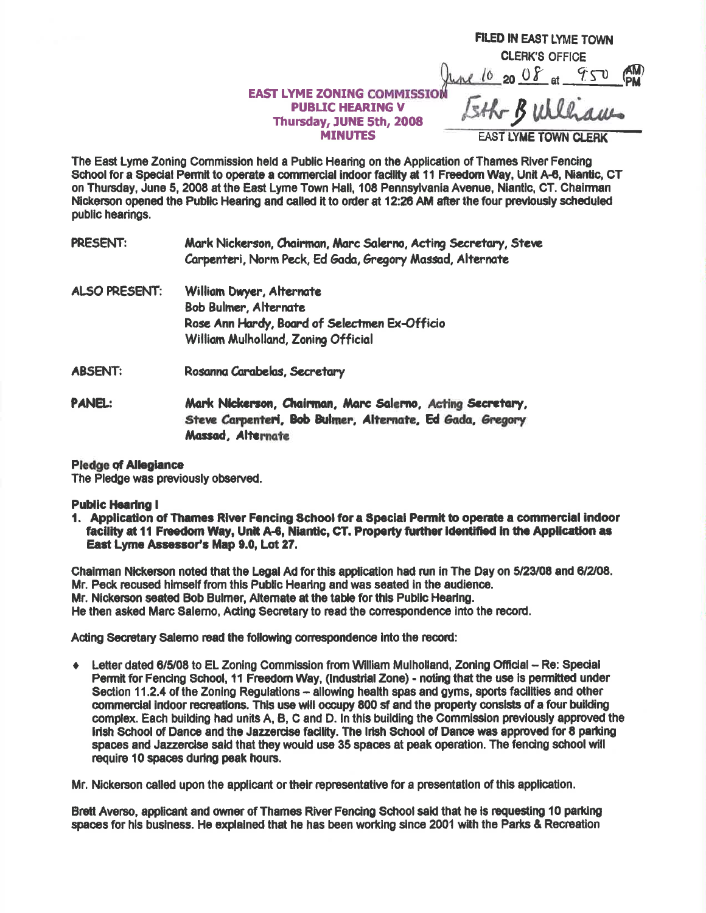FILED IN EAST LYME TOWN
CLERK'S OFFICE
June 10 20 08 at 9:50 (AM) PM
Esther B Williams
EAST LYME TOWN CLERK

**EAST LYME ZONING COMMISSION**
**PUBLIC HEARING V**
**Thursday, JUNE 5th, 2008**
**MINUTES**

The East Lyme Zoning Commission held a Public Hearing on the Application of Thames River Fencing School for a Special Permit to operate a commercial indoor facility at 11 Freedom Way, Unit A-6, Niantic, CT on Thursday, June 5, 2008 at the East Lyme Town Hall, 108 Pennsylvania Avenue, Niantic, CT. Chairman Nickerson opened the Public Hearing and called it to order at 12:26 AM after the four previously scheduled public hearings.

PRESENT: Mark Nickerson, Chairman, Marc Salerno, Acting Secretary, Steve Carpenteri, Norm Peck, Ed Gada, Gregory Massad, Alternate

ALSO PRESENT: William Dwyer, Alternate
Bob Bulmer, Alternate
Rose Ann Hardy, Board of Selectmen Ex-Officio
William Mulholland, Zoning Official

ABSENT: Rosanna Carabelas, Secretary

**PANEL: Mark Nickerson, Chairman, Marc Salerno, Acting Secretary, Steve Carpenteri, Bob Bulmer, Alternate, Ed Gada, Gregory Massad, Alternate**

**Pledge of Allegiance**
The Pledge was previously observed.

**Public Hearing I**

1. **Application of Thames River Fencing School for a Special Permit to operate a commercial indoor facility at 11 Freedom Way, Unit A-6, Niantic, CT. Property further identified in the Application as East Lyme Assessor's Map 9.0, Lot 27.**

Chairman Nickerson noted that the Legal Ad for this application had run in The Day on 5/23/08 and 6/2/08.
Mr. Peck recused himself from this Public Hearing and was seated in the audience.
Mr. Nickerson seated Bob Bulmer, Alternate at the table for this Public Hearing.
He then asked Marc Salerno, Acting Secretary to read the correspondence into the record.

Acting Secretary Salerno read the following correspondence into the record:

- Letter dated 6/5/08 to EL Zoning Commission from William Mulholland, Zoning Official – Re: Special Permit for Fencing School, 11 Freedom Way, (Industrial Zone) - noting that the use is permitted under Section 11.2.4 of the Zoning Regulations – allowing health spas and gyms, sports facilities and other commercial indoor recreations. This use will occupy 800 sf and the property consists of a four building complex. Each building had units A, B, C and D. In this building the Commission previously approved the Irish School of Dance and the Jazzercise facility. The Irish School of Dance was approved for 8 parking spaces and Jazzercise said that they would use 35 spaces at peak operation. The fencing school will require 10 spaces during peak hours.

Mr. Nickerson called upon the applicant or their representative for a presentation of this application.

Brett Averso, applicant and owner of Thames River Fencing School said that he is requesting 10 parking spaces for his business. He explained that he has been working since 2001 with the Parks & Recreation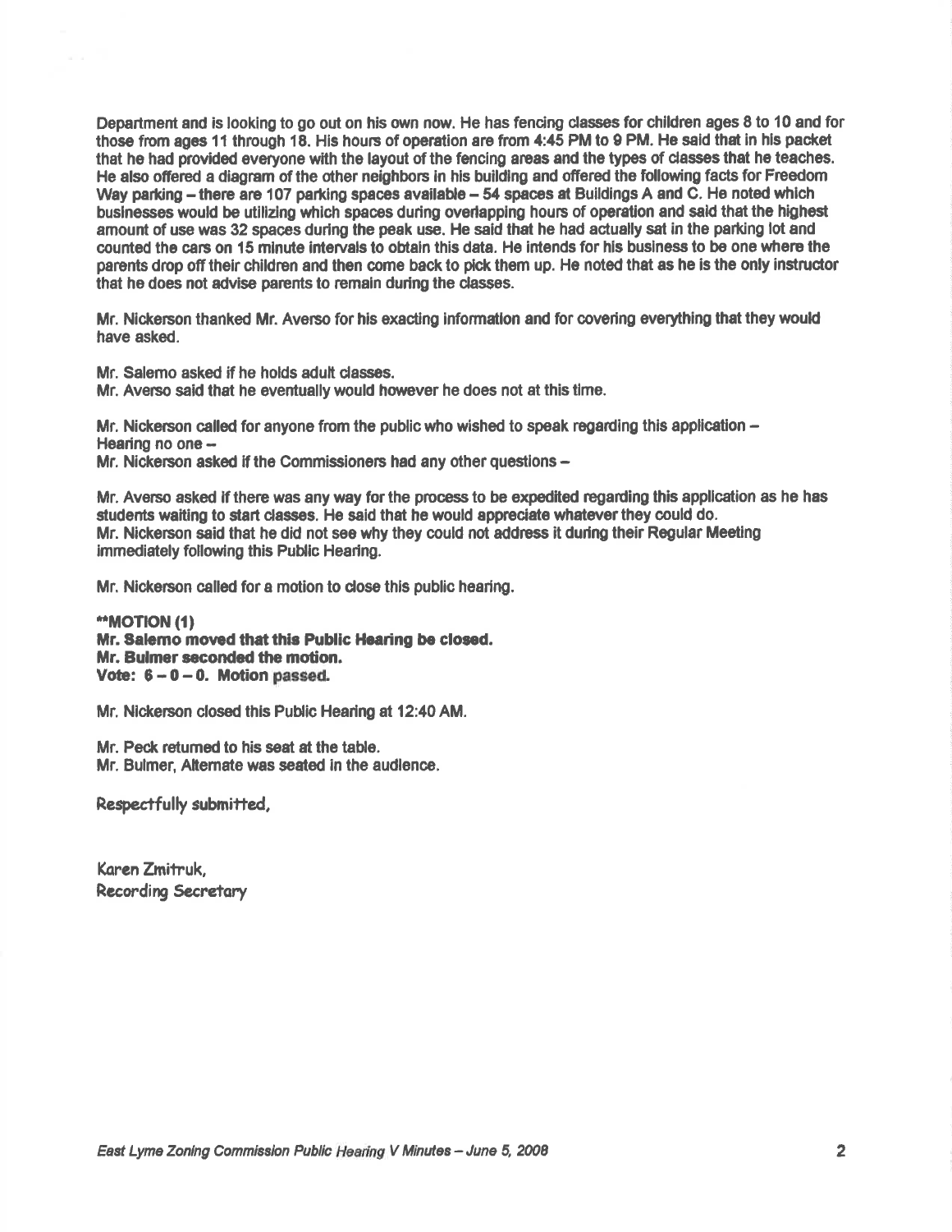Department and is looking to go out on his own now. He has fencing classes for children ages 8 to 10 and for those from ages 11 through 18. His hours of operation are from 4:45 PM to 9 PM. He said that in his packet that he had provided everyone with the layout of the fencing areas and the types of classes that he teaches. He also offered a diagram of the other neighbors in his building and offered the following facts for Freedom Way parking – there are 107 parking spaces available – 54 spaces at Buildings A and C. He noted which businesses would be utilizing which spaces during overlapping hours of operation and said that the highest amount of use was 32 spaces during the peak use. He said that he had actually sat in the parking lot and counted the cars on 15 minute intervals to obtain this data. He intends for his business to be one where the parents drop off their children and then come back to pick them up. He noted that as he is the only instructor that he does not advise parents to remain during the classes.

Mr. Nickerson thanked Mr. Averso for his exacting information and for covering everything that they would have asked.

Mr. Salemo asked if he holds adult classes.
Mr. Averso said that he eventually would however he does not at this time.

Mr. Nickerson called for anyone from the public who wished to speak regarding this application –
Hearing no one –
Mr. Nickerson asked if the Commissioners had any other questions –

Mr. Averso asked if there was any way for the process to be expedited regarding this application as he has students waiting to start classes. He said that he would appreciate whatever they could do.
Mr. Nickerson said that he did not see why they could not address it during their Regular Meeting immediately following this Public Hearing.

Mr. Nickerson called for a motion to close this public hearing.

****MOTION (1)**
**Mr. Salemo moved that this Public Hearing be closed.**
**Mr. Bulmer seconded the motion.**
**Vote: 6 – 0 – 0. Motion passed.**

Mr. Nickerson closed this Public Hearing at 12:40 AM.

Mr. Peck returned to his seat at the table.
Mr. Bulmer, Alternate was seated in the audience.

Respectfully submitted,

Karen Zmitruk,
Recording Secretary